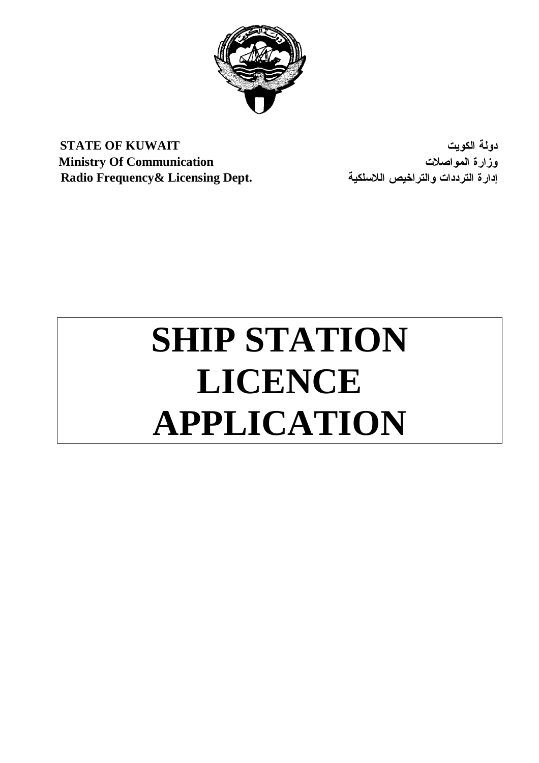**STATE OF KUWAIT**
**Ministry Of Communication**
**Radio Frequency& Licensing Dept.**

**دولة الكويت**
**وزارة المواصلات**
**إدارة الترددات والتراخيص اللاسلكية**

# SHIP STATION LICENCE APPLICATION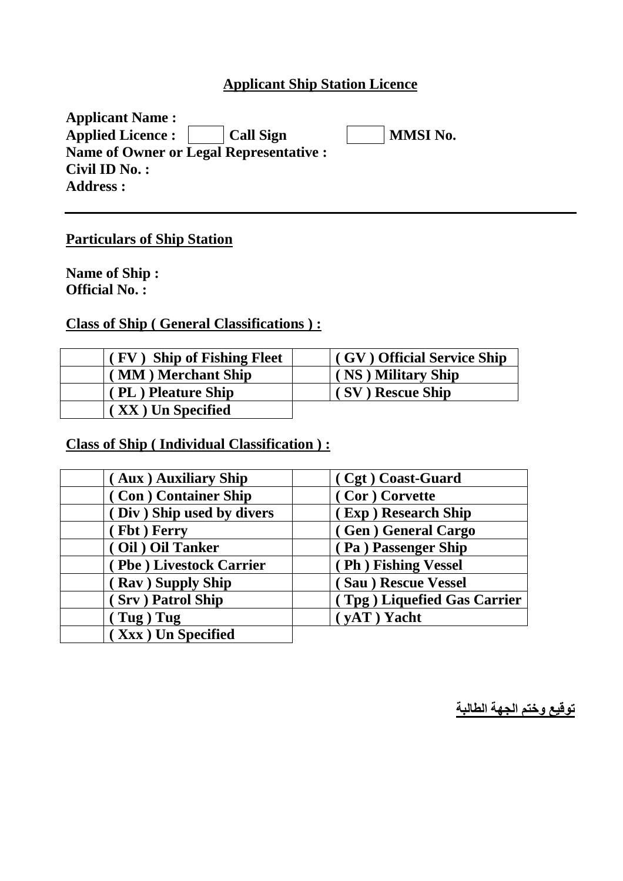## Applicant Ship Station Licence

**Applicant Name :**
**Applied Licence :** ☐ **Call Sign** ☐ **MMSI No.**
**Name of Owner or Legal Representative :**
**Civil ID No. :**
**Address :**

---

**Particulars of Ship Station**

**Name of Ship :**
**Official No. :**

**Class of Ship ( General Classifications ) :**

| | | | |
|---|---|---|---|
| | **( FV ) Ship of Fishing Fleet** | | **( GV ) Official Service Ship** |
| | **( MM ) Merchant Ship** | | **( NS ) Military Ship** |
| | **( PL ) Pleature Ship** | | **( SV ) Rescue Ship** |
| | **( XX ) Un Specified** | | |

**Class of Ship ( Individual Classification ) :**

| | | | |
|---|---|---|---|
| | **( Aux ) Auxiliary Ship** | | **( Cgt ) Coast-Guard** |
| | **( Con ) Container Ship** | | **( Cor ) Corvette** |
| | **( Div ) Ship used by divers** | | **( Exp ) Research Ship** |
| | **( Fbt ) Ferry** | | **( Gen ) General Cargo** |
| | **( Oil ) Oil Tanker** | | **( Pa ) Passenger Ship** |
| | **( Pbe ) Livestock Carrier** | | **( Ph ) Fishing Vessel** |
| | **( Rav ) Supply Ship** | | **( Sau ) Rescue Vessel** |
| | **( Srv ) Patrol Ship** | | **( Tpg ) Liquefied Gas Carrier** |
| | **( Tug ) Tug** | | **( yAT ) Yacht** |
| | **( Xxx ) Un Specified** | | |

**توقيع وختم الجهة الطالبة**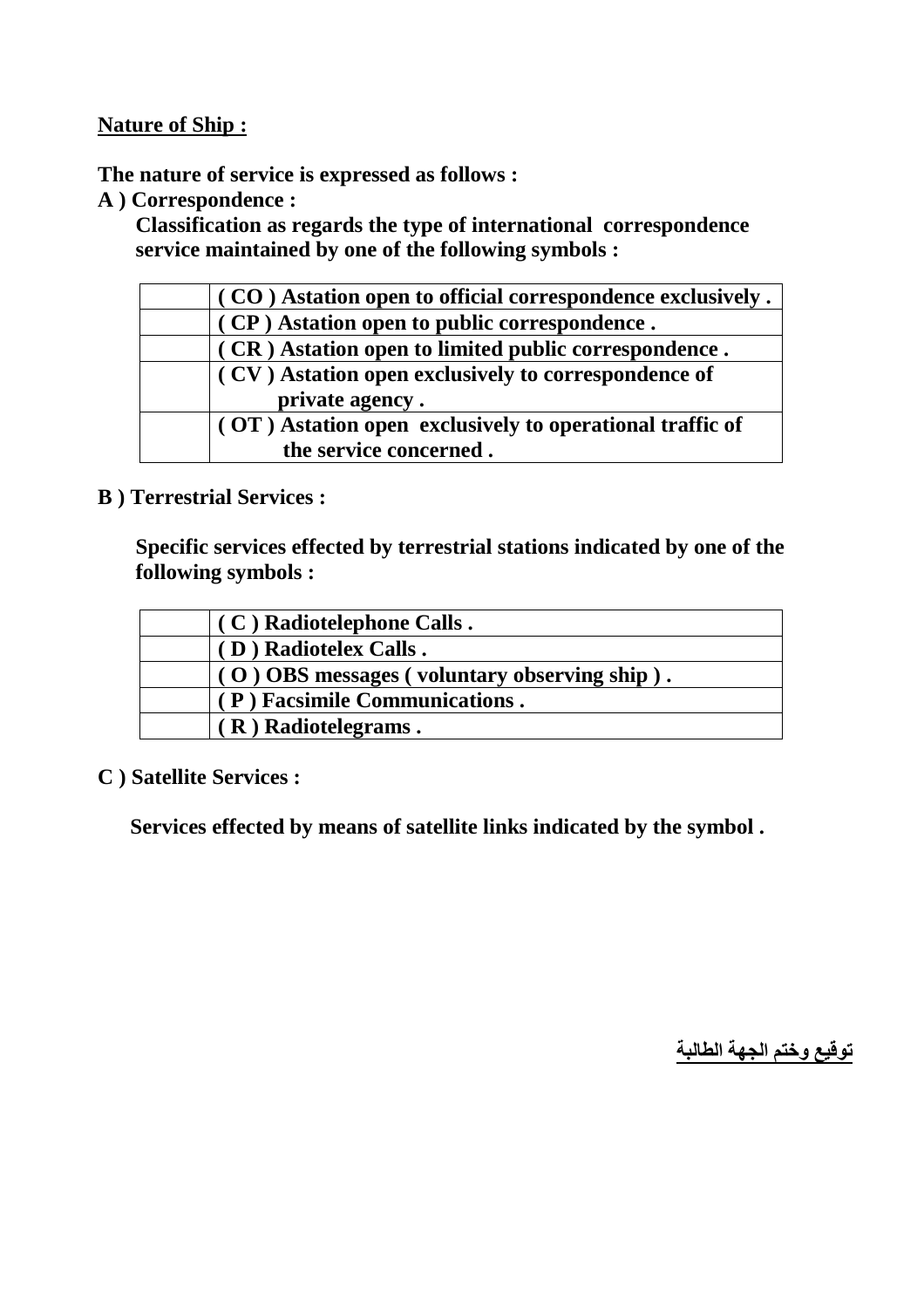**Nature of Ship :**

**The nature of service is expressed as follows :**

**A ) Correspondence :**

**Classification as regards the type of international correspondence service maintained by one of the following symbols :**

| | |
|---|---|
| | **( CO ) Astation open to official correspondence exclusively .** |
| | **( CP ) Astation open to public correspondence .** |
| | **( CR ) Astation open to limited public correspondence .** |
| | **( CV ) Astation open exclusively to correspondence of private agency .** |
| | **( OT ) Astation open exclusively to operational traffic of the service concerned .** |

**B ) Terrestrial Services :**

**Specific services effected by terrestrial stations indicated by one of the following symbols :**

| | |
|---|---|
| | **( C ) Radiotelephone Calls .** |
| | **( D ) Radiotelex Calls .** |
| | **( O ) OBS messages ( voluntary observing ship ) .** |
| | **( P ) Facsimile Communications .** |
| | **( R ) Radiotelegrams .** |

**C ) Satellite Services :**

**Services effected by means of satellite links indicated by the symbol .**

**توقيع وختم الجهة الطالبة**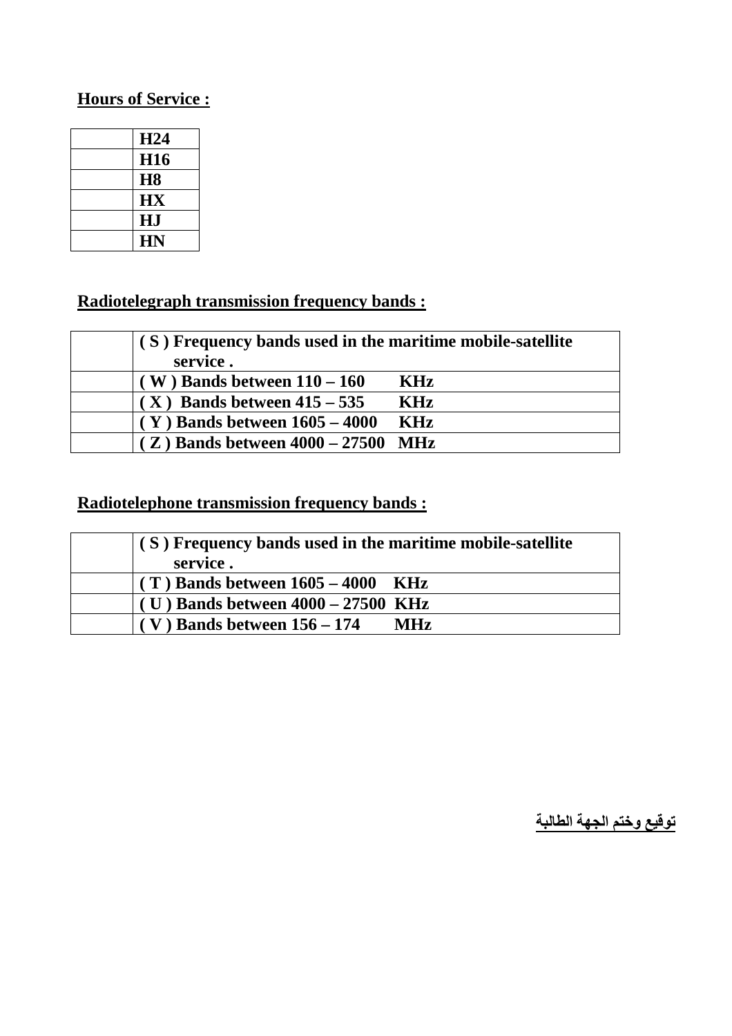**Hours of Service :**

| | |
|---|---|
| | **H24** |
| | **H16** |
| | **H8** |
| | **HX** |
| | **HJ** |
| | **HN** |

**Radiotelegraph transmission frequency bands :**

| | |
|---|---|
| | **( S ) Frequency bands used in the maritime mobile-satellite service .** |
| | **( W ) Bands between 110 – 160 KHz** |
| | **( X ) Bands between 415 – 535 KHz** |
| | **( Y ) Bands between 1605 – 4000 KHz** |
| | **( Z ) Bands between 4000 – 27500 MHz** |

**Radiotelephone transmission frequency bands :**

| | |
|---|---|
| | **( S ) Frequency bands used in the maritime mobile-satellite service .** |
| | **( T ) Bands between 1605 – 4000 KHz** |
| | **( U ) Bands between 4000 – 27500 KHz** |
| | **( V ) Bands between 156 – 174 MHz** |

**توقيع وختم الجهة الطالبة**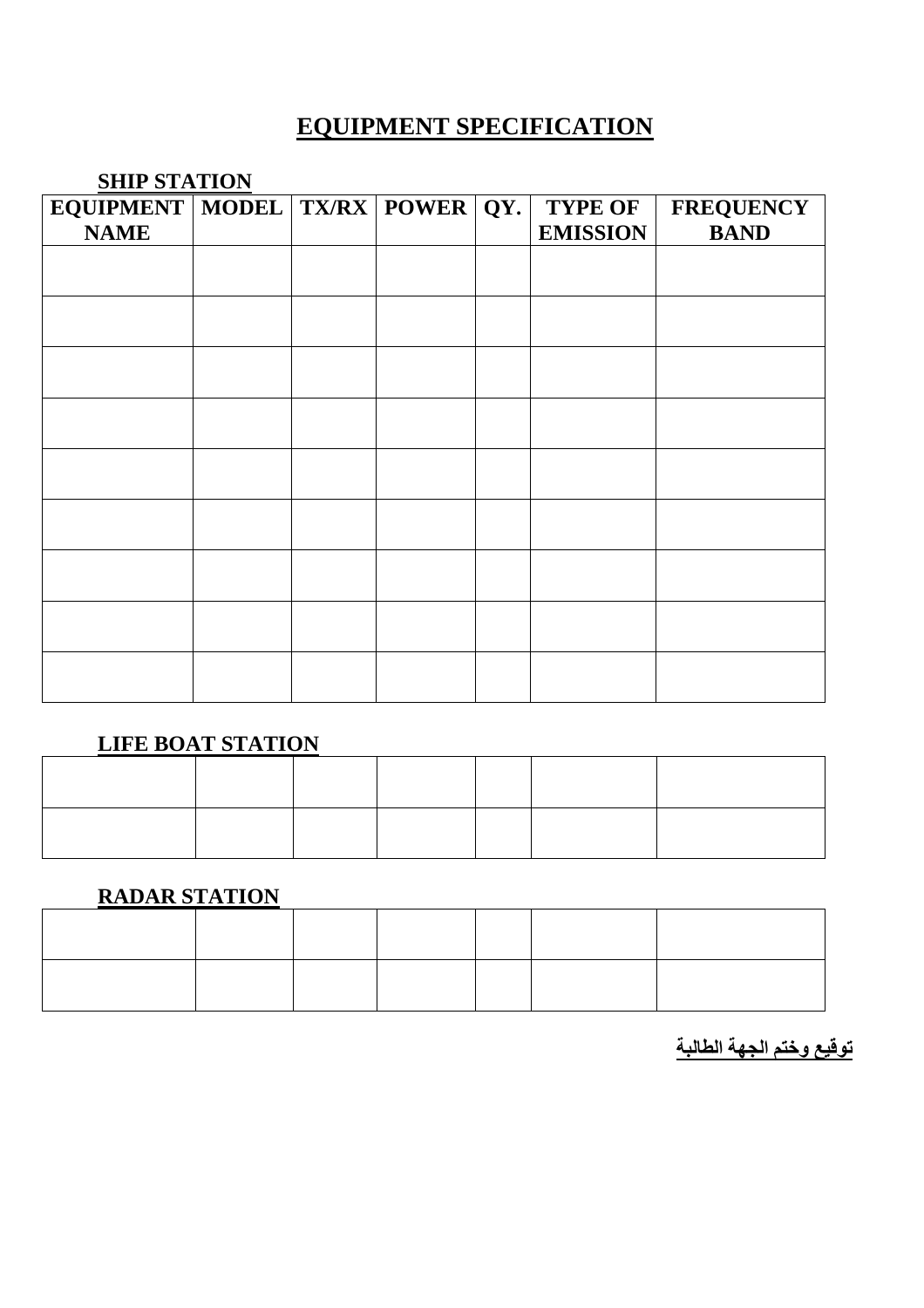# EQUIPMENT SPECIFICATION

**SHIP STATION**

| EQUIPMENT NAME | MODEL | TX/RX | POWER | QY. | TYPE OF EMISSION | FREQUENCY BAND |
|---|---|---|---|---|---|---|
| | | | | | | |
| | | | | | | |
| | | | | | | |
| | | | | | | |
| | | | | | | |
| | | | | | | |
| | | | | | | |
| | | | | | | |
| | | | | | | |

**LIFE BOAT STATION**

| | | | | | | |
|---|---|---|---|---|---|---|
| | | | | | | |
| | | | | | | |

**RADAR STATION**

| | | | | | | |
|---|---|---|---|---|---|---|
| | | | | | | |
| | | | | | | |

**توقيع وختم الجهة الطالبة**